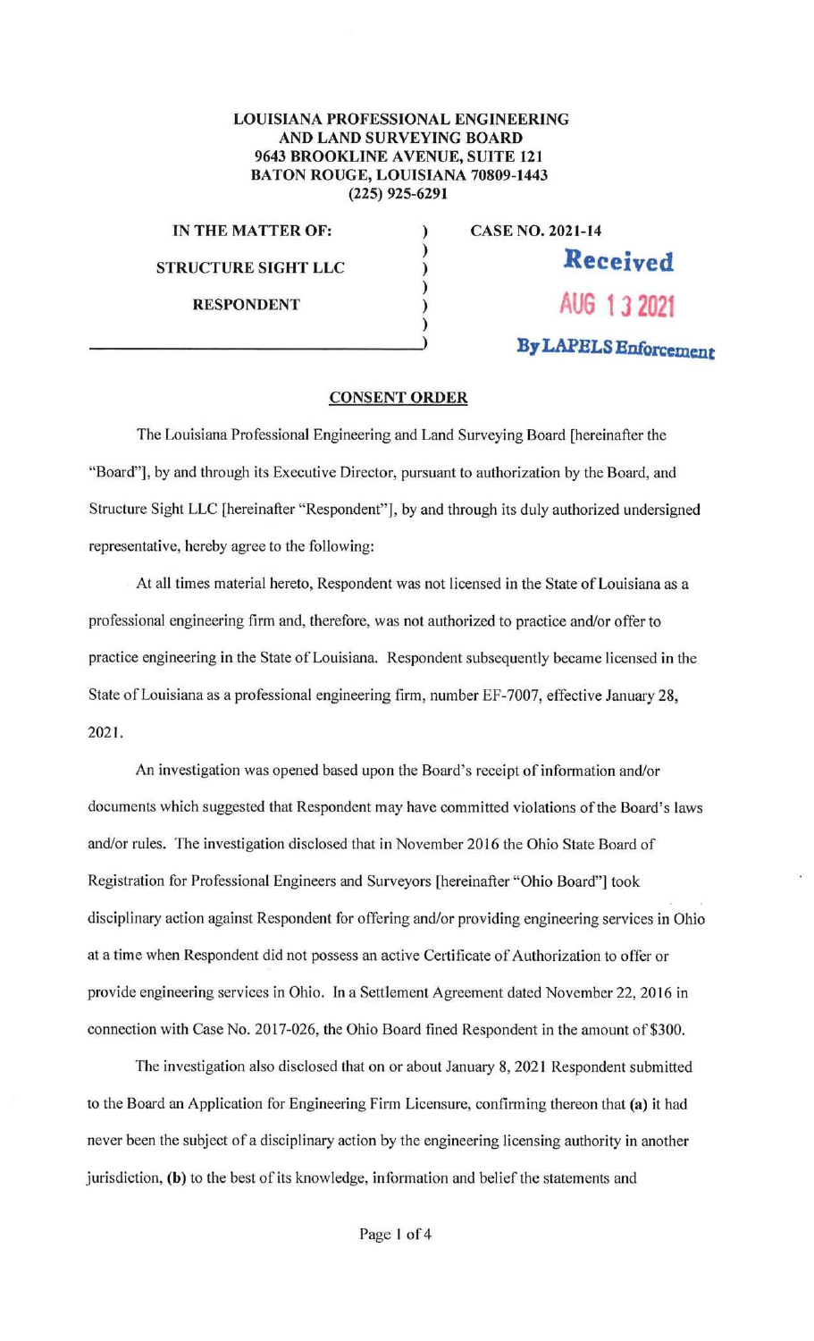**LOUISIANA PROFESSIONAL ENGINEERING AND LAND SURVEYING BOARD**
**9643 BROOKLINE AVENUE, SUITE 121**
**BATON ROUGE, LOUISIANA 70809-1443**
**(225) 925-6291**

| | |
|---|---|
| **IN THE MATTER OF:** | **CASE NO. 2021-14** |
| **STRUCTURE SIGHT LLC** | |
| **RESPONDENT** | |

Received
AUG 13 2021
By LAPELS Enforcement

## CONSENT ORDER

The Louisiana Professional Engineering and Land Surveying Board [hereinafter the "Board"], by and through its Executive Director, pursuant to authorization by the Board, and Structure Sight LLC [hereinafter "Respondent"], by and through its duly authorized undersigned representative, hereby agree to the following:

At all times material hereto, Respondent was not licensed in the State of Louisiana as a professional engineering firm and, therefore, was not authorized to practice and/or offer to practice engineering in the State of Louisiana. Respondent subsequently became licensed in the State of Louisiana as a professional engineering firm, number EF-7007, effective January 28, 2021.

An investigation was opened based upon the Board's receipt of information and/or documents which suggested that Respondent may have committed violations of the Board's laws and/or rules. The investigation disclosed that in November 2016 the Ohio State Board of Registration for Professional Engineers and Surveyors [hereinafter "Ohio Board"] took disciplinary action against Respondent for offering and/or providing engineering services in Ohio at a time when Respondent did not possess an active Certificate of Authorization to offer or provide engineering services in Ohio. In a Settlement Agreement dated November 22, 2016 in connection with Case No. 2017-026, the Ohio Board fined Respondent in the amount of $300.

The investigation also disclosed that on or about January 8, 2021 Respondent submitted to the Board an Application for Engineering Firm Licensure, confirming thereon that **(a)** it had never been the subject of a disciplinary action by the engineering licensing authority in another jurisdiction, **(b)** to the best of its knowledge, information and belief the statements and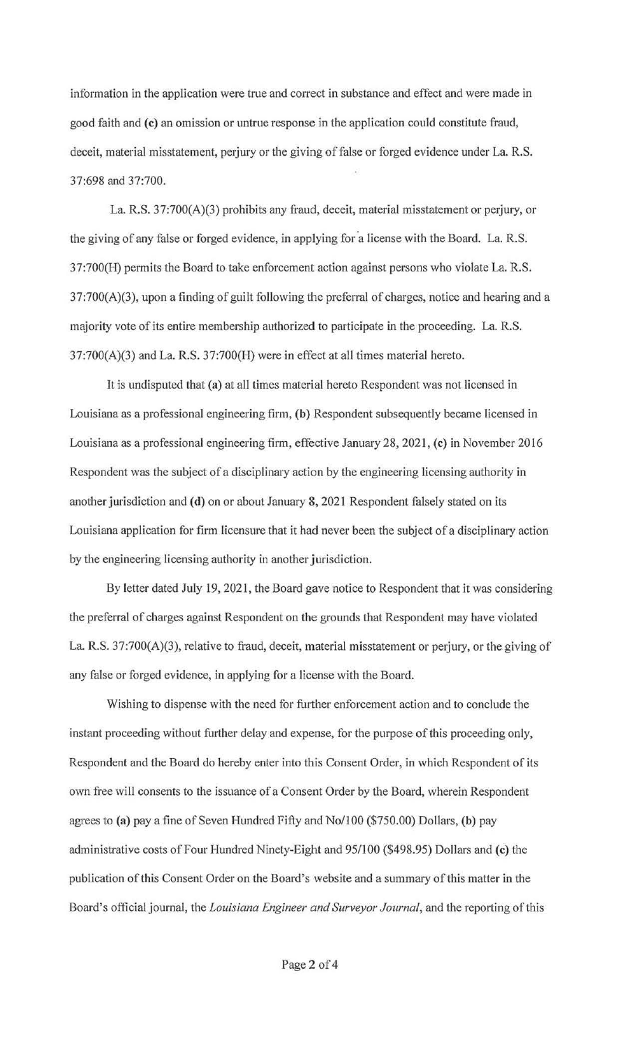information in the application were true and correct in substance and effect and were made in good faith and **(c)** an omission or untrue response in the application could constitute fraud, deceit, material misstatement, perjury or the giving of false or forged evidence under La. R.S. 37:698 and 37:700.

La. R.S. 37:700(A)(3) prohibits any fraud, deceit, material misstatement or perjury, or the giving of any false or forged evidence, in applying for a license with the Board. La. R.S. 37:700(H) permits the Board to take enforcement action against persons who violate La. R.S. 37:700(A)(3), upon a finding of guilt following the preferral of charges, notice and hearing and a majority vote of its entire membership authorized to participate in the proceeding. La. R.S. 37:700(A)(3) and La. R.S. 37:700(H) were in effect at all times material hereto.

It is undisputed that **(a)** at all times material hereto Respondent was not licensed in Louisiana as a professional engineering firm, **(b)** Respondent subsequently became licensed in Louisiana as a professional engineering firm, effective January 28, 2021, **(c)** in November 2016 Respondent was the subject of a disciplinary action by the engineering licensing authority in another jurisdiction and **(d)** on or about January 8, 2021 Respondent falsely stated on its Louisiana application for firm licensure that it had never been the subject of a disciplinary action by the engineering licensing authority in another jurisdiction.

By letter dated July 19, 2021, the Board gave notice to Respondent that it was considering the preferral of charges against Respondent on the grounds that Respondent may have violated La. R.S. 37:700(A)(3), relative to fraud, deceit, material misstatement or perjury, or the giving of any false or forged evidence, in applying for a license with the Board.

Wishing to dispense with the need for further enforcement action and to conclude the instant proceeding without further delay and expense, for the purpose of this proceeding only, Respondent and the Board do hereby enter into this Consent Order, in which Respondent of its own free will consents to the issuance of a Consent Order by the Board, wherein Respondent agrees to **(a)** pay a fine of Seven Hundred Fifty and No/100 ($750.00) Dollars, **(b)** pay administrative costs of Four Hundred Ninety-Eight and 95/100 ($498.95) Dollars and **(c)** the publication of this Consent Order on the Board's website and a summary of this matter in the Board's official journal, the *Louisiana Engineer and Surveyor Journal*, and the reporting of this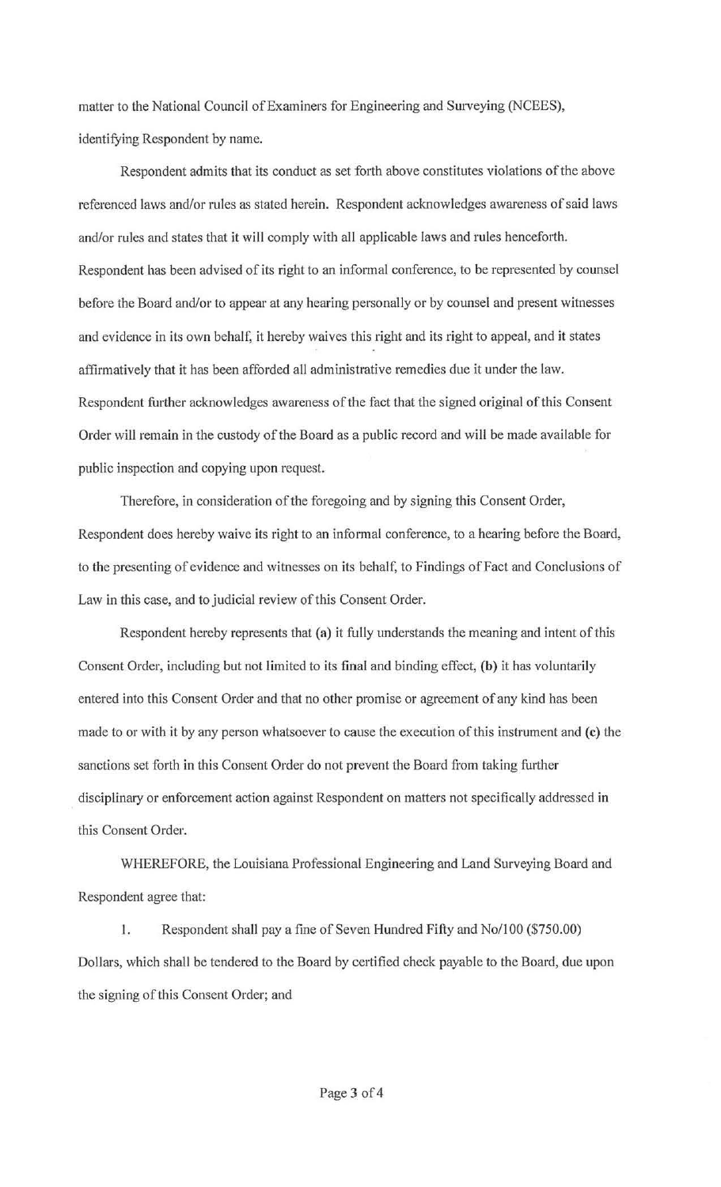matter to the National Council of Examiners for Engineering and Surveying (NCEES), identifying Respondent by name.

Respondent admits that its conduct as set forth above constitutes violations of the above referenced laws and/or rules as stated herein. Respondent acknowledges awareness of said laws and/or rules and states that it will comply with all applicable laws and rules henceforth. Respondent has been advised of its right to an informal conference, to be represented by counsel before the Board and/or to appear at any hearing personally or by counsel and present witnesses and evidence in its own behalf, it hereby waives this right and its right to appeal, and it states affirmatively that it has been afforded all administrative remedies due it under the law. Respondent further acknowledges awareness of the fact that the signed original of this Consent Order will remain in the custody of the Board as a public record and will be made available for public inspection and copying upon request.

Therefore, in consideration of the foregoing and by signing this Consent Order, Respondent does hereby waive its right to an informal conference, to a hearing before the Board, to the presenting of evidence and witnesses on its behalf, to Findings of Fact and Conclusions of Law in this case, and to judicial review of this Consent Order.

Respondent hereby represents that (a) it fully understands the meaning and intent of this Consent Order, including but not limited to its final and binding effect, (b) it has voluntarily entered into this Consent Order and that no other promise or agreement of any kind has been made to or with it by any person whatsoever to cause the execution of this instrument and (c) the sanctions set forth in this Consent Order do not prevent the Board from taking further disciplinary or enforcement action against Respondent on matters not specifically addressed in this Consent Order.

WHEREFORE, the Louisiana Professional Engineering and Land Surveying Board and Respondent agree that:

1. Respondent shall pay a fine of Seven Hundred Fifty and No/100 ($750.00) Dollars, which shall be tendered to the Board by certified check payable to the Board, due upon the signing of this Consent Order; and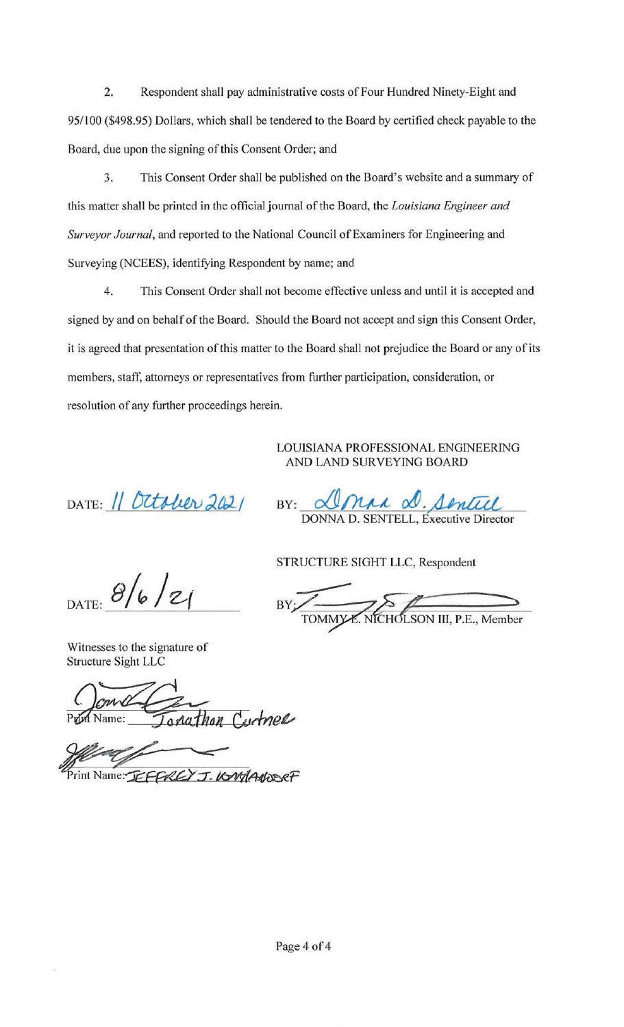2. Respondent shall pay administrative costs of Four Hundred Ninety-Eight and 95/100 ($498.95) Dollars, which shall be tendered to the Board by certified check payable to the Board, due upon the signing of this Consent Order; and

3. This Consent Order shall be published on the Board's website and a summary of this matter shall be printed in the official journal of the Board, the *Louisiana Engineer and Surveyor Journal*, and reported to the National Council of Examiners for Engineering and Surveying (NCEES), identifying Respondent by name; and

4. This Consent Order shall not become effective unless and until it is accepted and signed by and on behalf of the Board. Should the Board not accept and sign this Consent Order, it is agreed that presentation of this matter to the Board shall not prejudice the Board or any of its members, staff, attorneys or representatives from further participation, consideration, or resolution of any further proceedings herein.

LOUISIANA PROFESSIONAL ENGINEERING AND LAND SURVEYING BOARD

DATE: 11 October 2021

BY: Donna D. Sentell
DONNA D. SENTELL, Executive Director

STRUCTURE SIGHT LLC, Respondent

DATE: 8/6/21

BY: [signature]
TOMMY E. NICHOLSON III, P.E., Member

Witnesses to the signature of Structure Sight LLC

[signature]
Print Name: Jonathan Curtner

[signature]
Print Name: JEFFREY J. KONHAUSERF